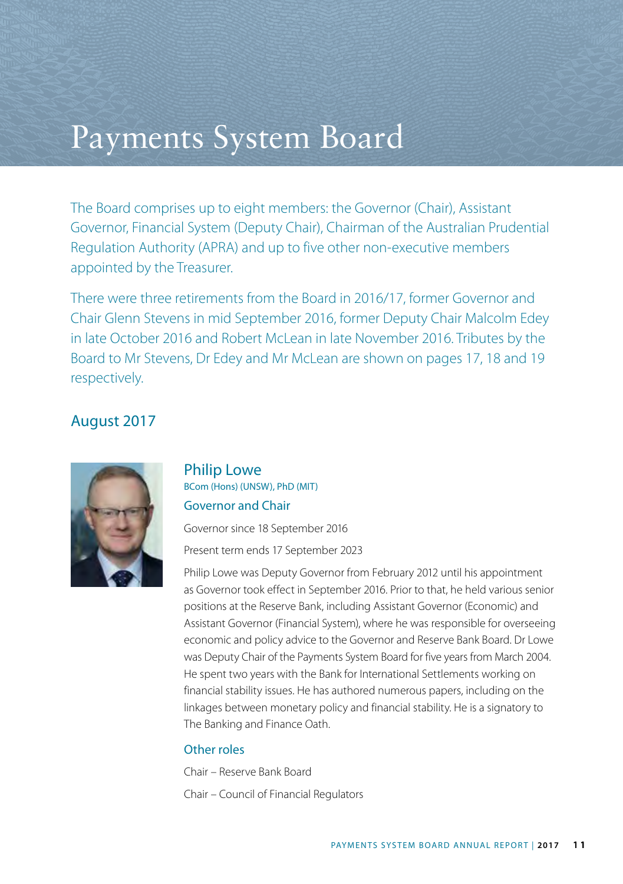# Payments System Board

The Board comprises up to eight members: the Governor (Chair), Assistant Governor, Financial System (Deputy Chair), Chairman of the Australian Prudential Regulation Authority (APRA) and up to five other non-executive members appointed by the Treasurer.

There were three retirements from the Board in 2016/17, former Governor and Chair Glenn Stevens in mid September 2016, former Deputy Chair Malcolm Edey in late October 2016 and Robert McLean in late November 2016. Tributes by the Board to Mr Stevens, Dr Edey and Mr McLean are shown on pages 17, 18 and 19 respectively.

## August 2017

### Philip Lowe

BCom (Hons) (UNSW), PhD (MIT)

#### Governor and Chair

Governor since 18 September 2016

Present term ends 17 September 2023

Philip Lowe was Deputy Governor from February 2012 until his appointment as Governor took effect in September 2016. Prior to that, he held various senior positions at the Reserve Bank, including Assistant Governor (Economic) and Assistant Governor (Financial System), where he was responsible for overseeing economic and policy advice to the Governor and Reserve Bank Board. Dr Lowe was Deputy Chair of the Payments System Board for five years from March 2004. He spent two years with the Bank for International Settlements working on financial stability issues. He has authored numerous papers, including on the linkages between monetary policy and financial stability. He is a signatory to The Banking and Finance Oath.

#### Other roles

Chair – Reserve Bank Board

Chair – Council of Financial Regulators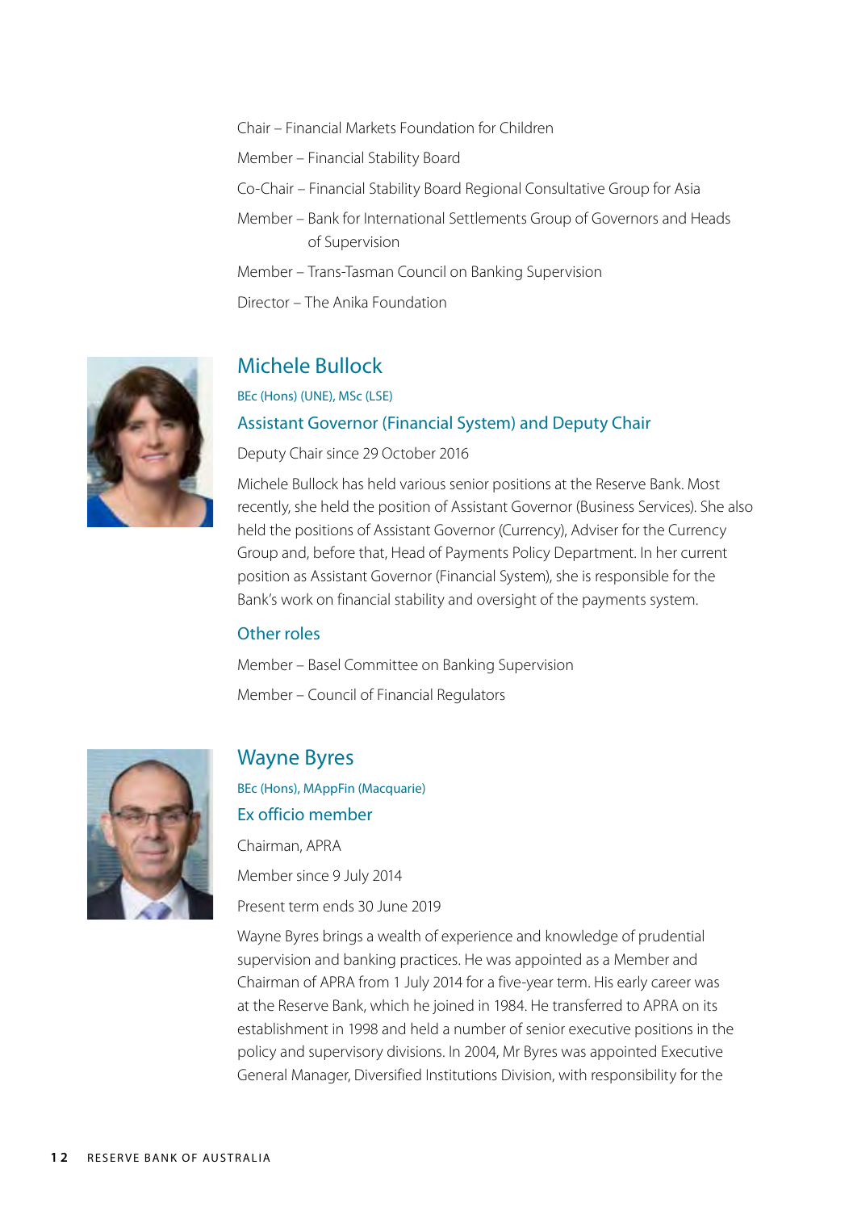Chair – Financial Markets Foundation for Children

Member – Financial Stability Board

Co-Chair – Financial Stability Board Regional Consultative Group for Asia

Member – Bank for International Settlements Group of Governors and Heads of Supervision

Member – Trans-Tasman Council on Banking Supervision

Director – The Anika Foundation

## Michele Bullock

BEc (Hons) (UNE), MSc (LSE)

### Assistant Governor (Financial System) and Deputy Chair

Deputy Chair since 29 October 2016

Michele Bullock has held various senior positions at the Reserve Bank. Most recently, she held the position of Assistant Governor (Business Services). She also held the positions of Assistant Governor (Currency), Adviser for the Currency Group and, before that, Head of Payments Policy Department. In her current position as Assistant Governor (Financial System), she is responsible for the Bank's work on financial stability and oversight of the payments system.

### Other roles

Member – Basel Committee on Banking Supervision

Member – Council of Financial Regulators

## Wayne Byres

BEc (Hons), MAppFin (Macquarie)

### Ex officio member

Chairman, APRA

Member since 9 July 2014

Present term ends 30 June 2019

Wayne Byres brings a wealth of experience and knowledge of prudential supervision and banking practices. He was appointed as a Member and Chairman of APRA from 1 July 2014 for a five-year term. His early career was at the Reserve Bank, which he joined in 1984. He transferred to APRA on its establishment in 1998 and held a number of senior executive positions in the policy and supervisory divisions. In 2004, Mr Byres was appointed Executive General Manager, Diversified Institutions Division, with responsibility for the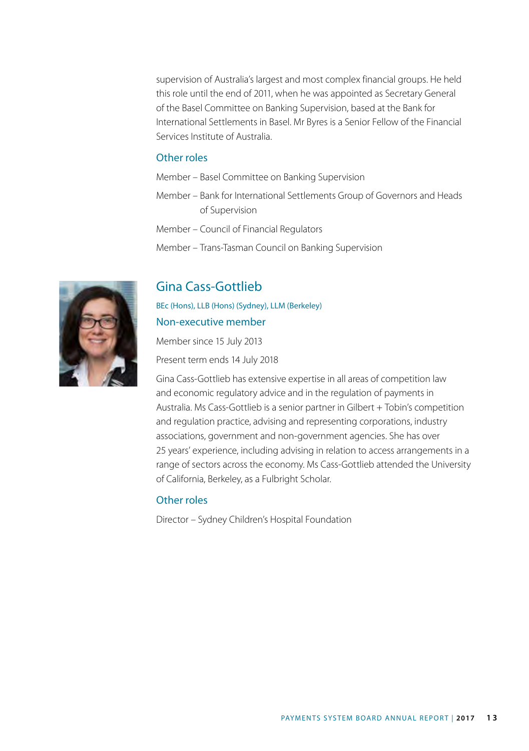supervision of Australia's largest and most complex financial groups. He held this role until the end of 2011, when he was appointed as Secretary General of the Basel Committee on Banking Supervision, based at the Bank for International Settlements in Basel. Mr Byres is a Senior Fellow of the Financial Services Institute of Australia.

### Other roles

Member – Basel Committee on Banking Supervision

Member – Bank for International Settlements Group of Governors and Heads of Supervision

Member – Council of Financial Regulators

Member – Trans-Tasman Council on Banking Supervision

## Gina Cass-Gottlieb

BEc (Hons), LLB (Hons) (Sydney), LLM (Berkeley)

### Non-executive member

Member since 15 July 2013

Present term ends 14 July 2018

Gina Cass-Gottlieb has extensive expertise in all areas of competition law and economic regulatory advice and in the regulation of payments in Australia. Ms Cass-Gottlieb is a senior partner in Gilbert + Tobin's competition and regulation practice, advising and representing corporations, industry associations, government and non-government agencies. She has over 25 years' experience, including advising in relation to access arrangements in a range of sectors across the economy. Ms Cass-Gottlieb attended the University of California, Berkeley, as a Fulbright Scholar.

### Other roles

Director – Sydney Children's Hospital Foundation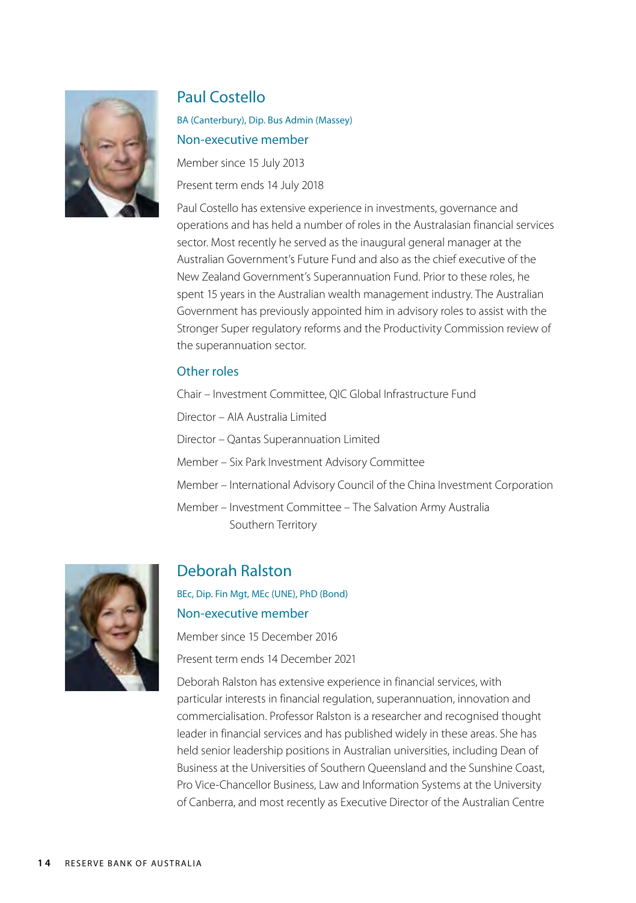## Paul Costello

BA (Canterbury), Dip. Bus Admin (Massey)

### Non-executive member

Member since 15 July 2013

Present term ends 14 July 2018

Paul Costello has extensive experience in investments, governance and operations and has held a number of roles in the Australasian financial services sector. Most recently he served as the inaugural general manager at the Australian Government's Future Fund and also as the chief executive of the New Zealand Government's Superannuation Fund. Prior to these roles, he spent 15 years in the Australian wealth management industry. The Australian Government has previously appointed him in advisory roles to assist with the Stronger Super regulatory reforms and the Productivity Commission review of the superannuation sector.

### Other roles

Chair – Investment Committee, QIC Global Infrastructure Fund

Director – AIA Australia Limited

Director – Qantas Superannuation Limited

Member – Six Park Investment Advisory Committee

Member – International Advisory Council of the China Investment Corporation

Member – Investment Committee – The Salvation Army Australia Southern Territory

## Deborah Ralston

BEc, Dip. Fin Mgt, MEc (UNE), PhD (Bond)

### Non-executive member

Member since 15 December 2016

Present term ends 14 December 2021

Deborah Ralston has extensive experience in financial services, with particular interests in financial regulation, superannuation, innovation and commercialisation. Professor Ralston is a researcher and recognised thought leader in financial services and has published widely in these areas. She has held senior leadership positions in Australian universities, including Dean of Business at the Universities of Southern Queensland and the Sunshine Coast, Pro Vice-Chancellor Business, Law and Information Systems at the University of Canberra, and most recently as Executive Director of the Australian Centre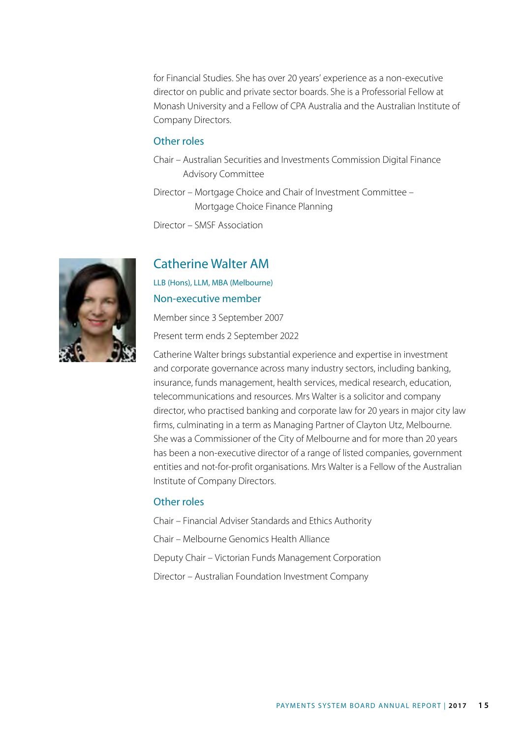for Financial Studies. She has over 20 years' experience as a non-executive director on public and private sector boards. She is a Professorial Fellow at Monash University and a Fellow of CPA Australia and the Australian Institute of Company Directors.

### Other roles

Chair – Australian Securities and Investments Commission Digital Finance Advisory Committee

Director – Mortgage Choice and Chair of Investment Committee – Mortgage Choice Finance Planning

Director – SMSF Association

## Catherine Walter AM

LLB (Hons), LLM, MBA (Melbourne)

### Non-executive member

Member since 3 September 2007

Present term ends 2 September 2022

Catherine Walter brings substantial experience and expertise in investment and corporate governance across many industry sectors, including banking, insurance, funds management, health services, medical research, education, telecommunications and resources. Mrs Walter is a solicitor and company director, who practised banking and corporate law for 20 years in major city law firms, culminating in a term as Managing Partner of Clayton Utz, Melbourne. She was a Commissioner of the City of Melbourne and for more than 20 years has been a non-executive director of a range of listed companies, government entities and not-for-profit organisations. Mrs Walter is a Fellow of the Australian Institute of Company Directors.

### Other roles

Chair – Financial Adviser Standards and Ethics Authority

Chair – Melbourne Genomics Health Alliance

Deputy Chair – Victorian Funds Management Corporation

Director – Australian Foundation Investment Company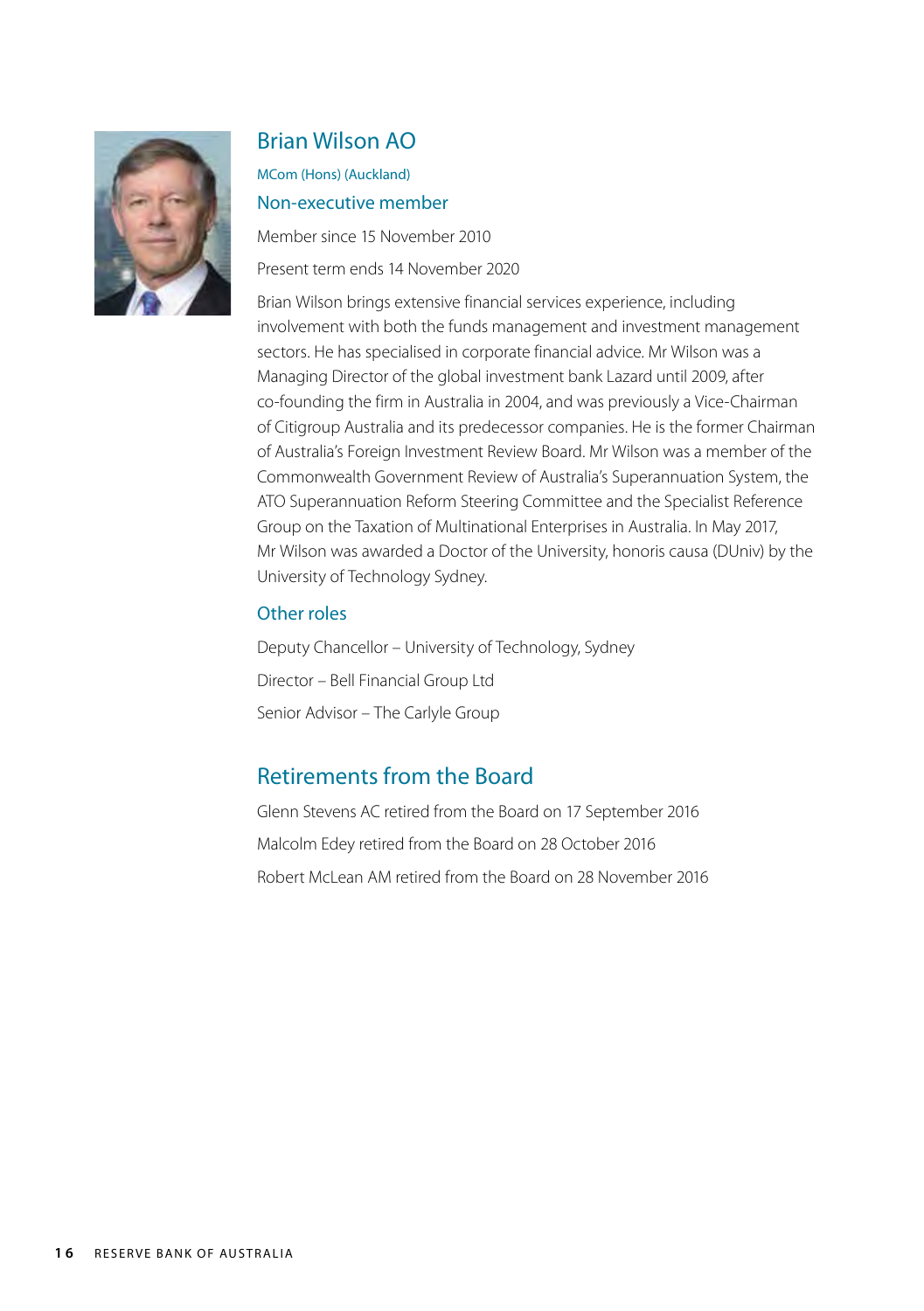## Brian Wilson AO

MCom (Hons) (Auckland)

### Non-executive member

Member since 15 November 2010

Present term ends 14 November 2020

Brian Wilson brings extensive financial services experience, including involvement with both the funds management and investment management sectors. He has specialised in corporate financial advice. Mr Wilson was a Managing Director of the global investment bank Lazard until 2009, after co-founding the firm in Australia in 2004, and was previously a Vice-Chairman of Citigroup Australia and its predecessor companies. He is the former Chairman of Australia's Foreign Investment Review Board. Mr Wilson was a member of the Commonwealth Government Review of Australia's Superannuation System, the ATO Superannuation Reform Steering Committee and the Specialist Reference Group on the Taxation of Multinational Enterprises in Australia. In May 2017, Mr Wilson was awarded a Doctor of the University, honoris causa (DUniv) by the University of Technology Sydney.

### Other roles

Deputy Chancellor – University of Technology, Sydney

Director – Bell Financial Group Ltd

Senior Advisor – The Carlyle Group

## Retirements from the Board

Glenn Stevens AC retired from the Board on 17 September 2016

Malcolm Edey retired from the Board on 28 October 2016

Robert McLean AM retired from the Board on 28 November 2016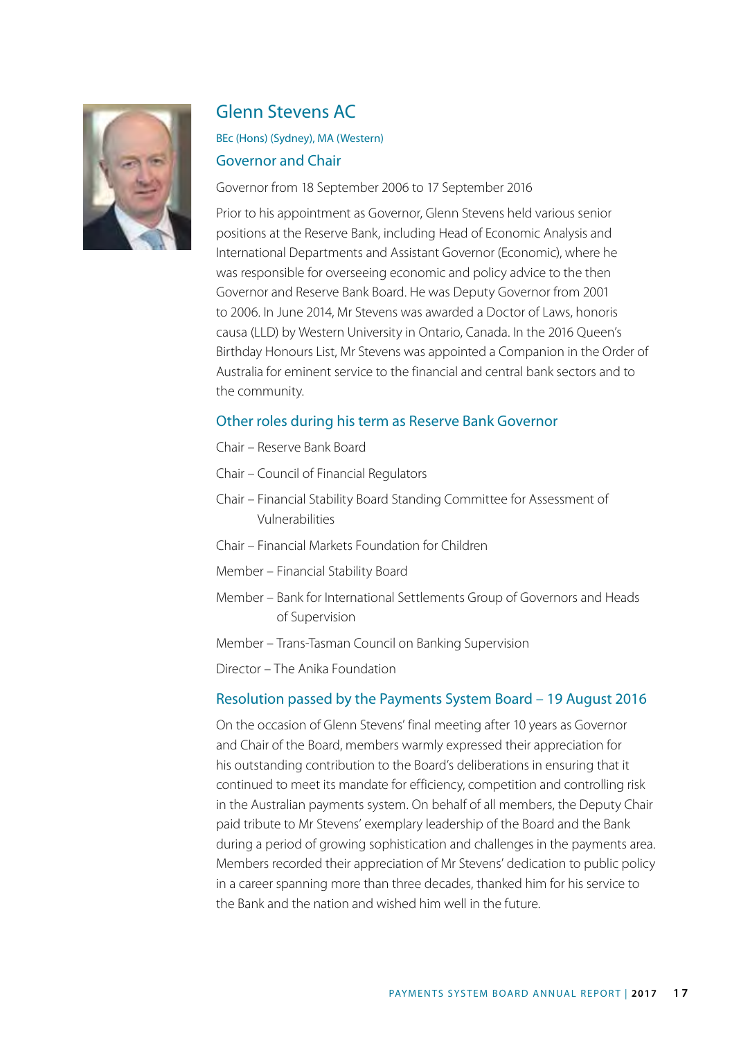## Glenn Stevens AC

BEc (Hons) (Sydney), MA (Western)

### Governor and Chair

Governor from 18 September 2006 to 17 September 2016

Prior to his appointment as Governor, Glenn Stevens held various senior positions at the Reserve Bank, including Head of Economic Analysis and International Departments and Assistant Governor (Economic), where he was responsible for overseeing economic and policy advice to the then Governor and Reserve Bank Board. He was Deputy Governor from 2001 to 2006. In June 2014, Mr Stevens was awarded a Doctor of Laws, honoris causa (LLD) by Western University in Ontario, Canada. In the 2016 Queen's Birthday Honours List, Mr Stevens was appointed a Companion in the Order of Australia for eminent service to the financial and central bank sectors and to the community.

### Other roles during his term as Reserve Bank Governor

Chair – Reserve Bank Board

Chair – Council of Financial Regulators

Chair – Financial Stability Board Standing Committee for Assessment of Vulnerabilities

Chair – Financial Markets Foundation for Children

Member – Financial Stability Board

Member – Bank for International Settlements Group of Governors and Heads of Supervision

Member – Trans-Tasman Council on Banking Supervision

Director – The Anika Foundation

### Resolution passed by the Payments System Board – 19 August 2016

On the occasion of Glenn Stevens' final meeting after 10 years as Governor and Chair of the Board, members warmly expressed their appreciation for his outstanding contribution to the Board's deliberations in ensuring that it continued to meet its mandate for efficiency, competition and controlling risk in the Australian payments system. On behalf of all members, the Deputy Chair paid tribute to Mr Stevens' exemplary leadership of the Board and the Bank during a period of growing sophistication and challenges in the payments area. Members recorded their appreciation of Mr Stevens' dedication to public policy in a career spanning more than three decades, thanked him for his service to the Bank and the nation and wished him well in the future.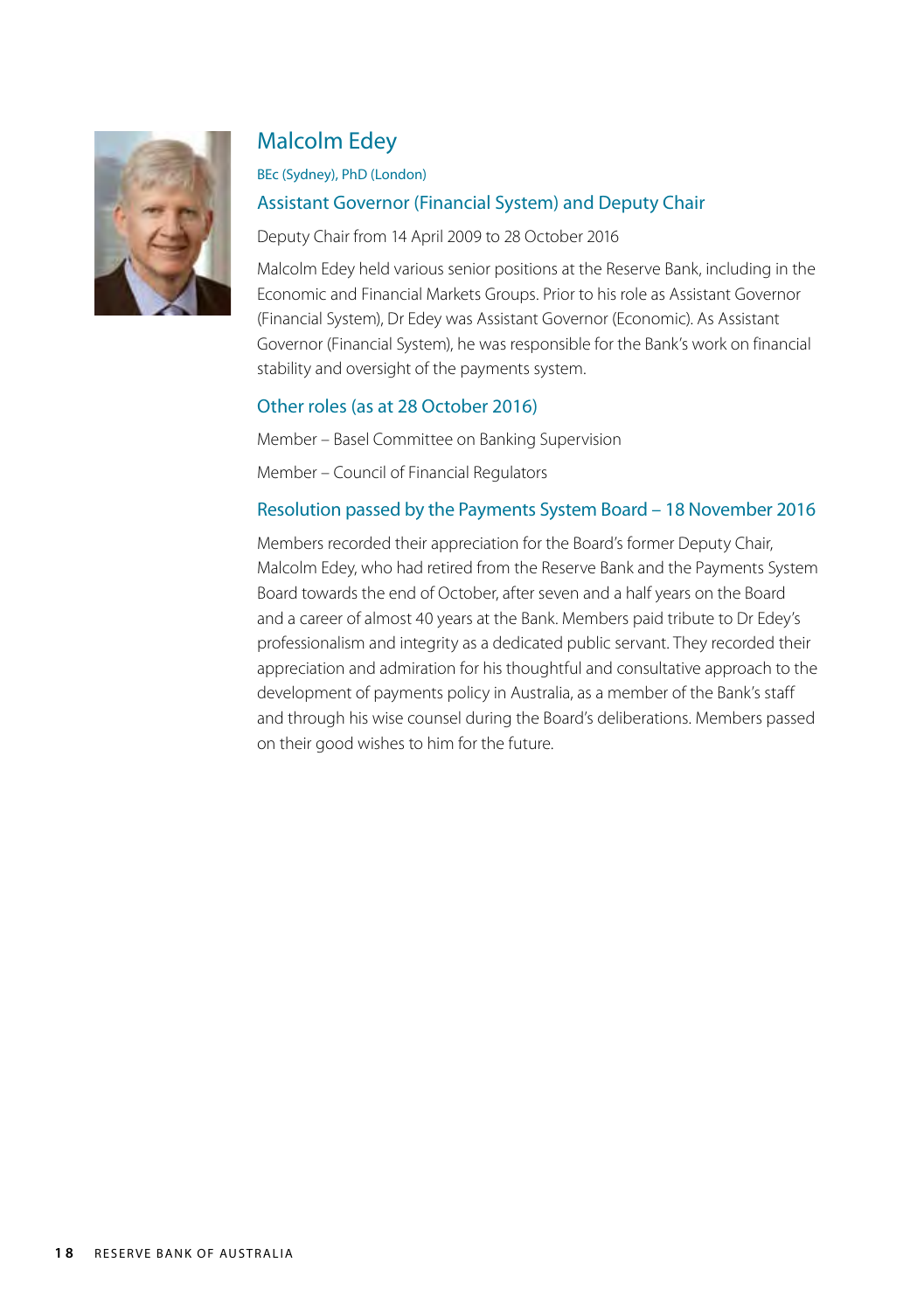## Malcolm Edey

BEc (Sydney), PhD (London)

### Assistant Governor (Financial System) and Deputy Chair

Deputy Chair from 14 April 2009 to 28 October 2016

Malcolm Edey held various senior positions at the Reserve Bank, including in the Economic and Financial Markets Groups. Prior to his role as Assistant Governor (Financial System), Dr Edey was Assistant Governor (Economic). As Assistant Governor (Financial System), he was responsible for the Bank's work on financial stability and oversight of the payments system.

### Other roles (as at 28 October 2016)

Member – Basel Committee on Banking Supervision

Member – Council of Financial Regulators

### Resolution passed by the Payments System Board – 18 November 2016

Members recorded their appreciation for the Board's former Deputy Chair, Malcolm Edey, who had retired from the Reserve Bank and the Payments System Board towards the end of October, after seven and a half years on the Board and a career of almost 40 years at the Bank. Members paid tribute to Dr Edey's professionalism and integrity as a dedicated public servant. They recorded their appreciation and admiration for his thoughtful and consultative approach to the development of payments policy in Australia, as a member of the Bank's staff and through his wise counsel during the Board's deliberations. Members passed on their good wishes to him for the future.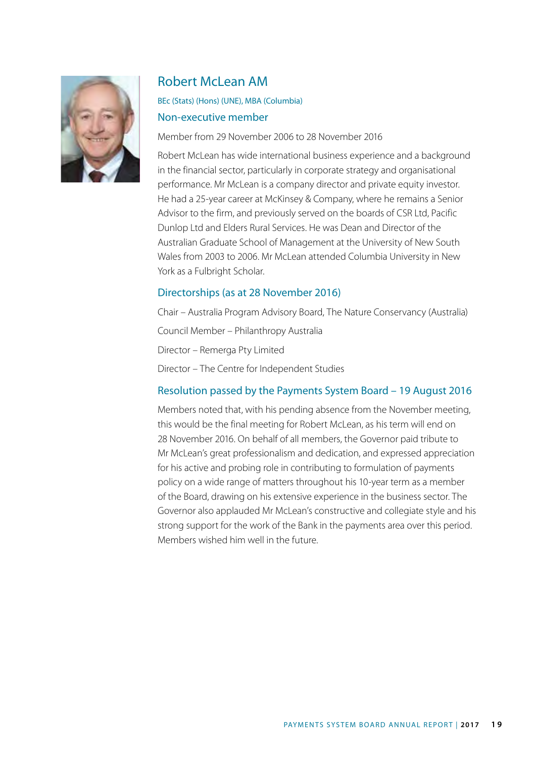## Robert McLean AM

BEc (Stats) (Hons) (UNE), MBA (Columbia)

### Non-executive member

Member from 29 November 2006 to 28 November 2016

Robert McLean has wide international business experience and a background in the financial sector, particularly in corporate strategy and organisational performance. Mr McLean is a company director and private equity investor. He had a 25-year career at McKinsey & Company, where he remains a Senior Advisor to the firm, and previously served on the boards of CSR Ltd, Pacific Dunlop Ltd and Elders Rural Services. He was Dean and Director of the Australian Graduate School of Management at the University of New South Wales from 2003 to 2006. Mr McLean attended Columbia University in New York as a Fulbright Scholar.

### Directorships (as at 28 November 2016)

Chair – Australia Program Advisory Board, The Nature Conservancy (Australia)

Council Member – Philanthropy Australia

Director – Remerga Pty Limited

Director – The Centre for Independent Studies

### Resolution passed by the Payments System Board – 19 August 2016

Members noted that, with his pending absence from the November meeting, this would be the final meeting for Robert McLean, as his term will end on 28 November 2016. On behalf of all members, the Governor paid tribute to Mr McLean's great professionalism and dedication, and expressed appreciation for his active and probing role in contributing to formulation of payments policy on a wide range of matters throughout his 10-year term as a member of the Board, drawing on his extensive experience in the business sector. The Governor also applauded Mr McLean's constructive and collegiate style and his strong support for the work of the Bank in the payments area over this period. Members wished him well in the future.